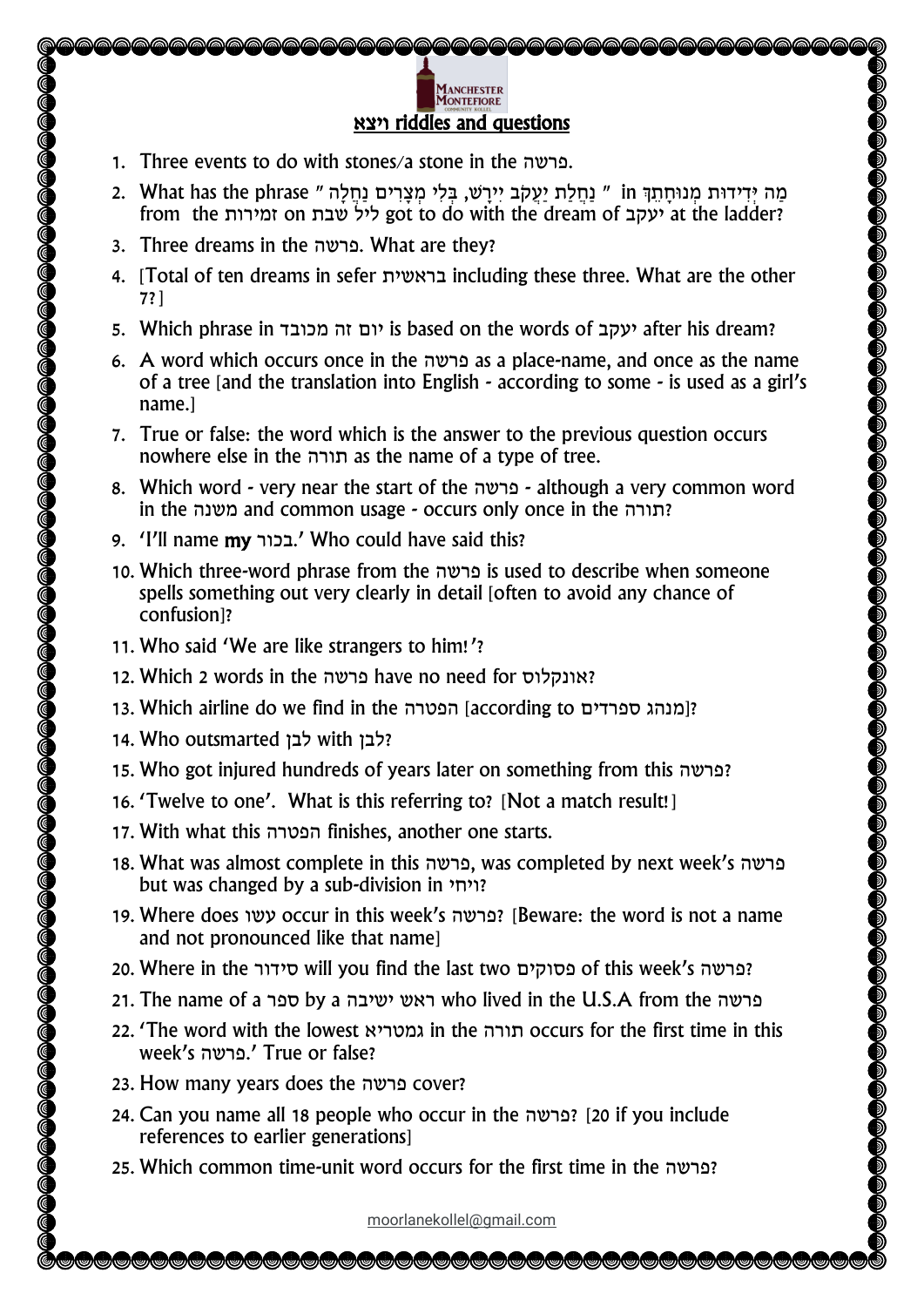## ויצא riddles and questions

1. Three events to do with stones/a stone in the פרשה.
2. What has the phrase " נַחֲלַת יַעֲקֹב יִירָשׁ, בְּלִי מְצָרִים נַחֲלָה " in מַה יְּדִידוּת מְנוּחָתֵךְ from the זמירות on ליל שבת got to do with the dream of יעקב at the ladder?
3. Three dreams in the פרשה. What are they?
4. [Total of ten dreams in sefer בראשית including these three. What are the other 7?]
5. Which phrase in יום זה מכובד is based on the words of יעקב after his dream?
6. A word which occurs once in the פרשה as a place-name, and once as the name of a tree [and the translation into English - according to some - is used as a girl's name.]
7. True or false: the word which is the answer to the previous question occurs nowhere else in the תורה as the name of a type of tree.
8. Which word - very near the start of the פרשה - although a very common word in the משנה and common usage - occurs only once in the תורה?
9. 'I'll name **my** בכור.' Who could have said this?
10. Which three-word phrase from the פרשה is used to describe when someone spells something out very clearly in detail [often to avoid any chance of confusion]?
11. Who said 'We are like strangers to him!'?
12. Which 2 words in the פרשה have no need for אונקלוס?
13. Which airline do we find in the הפטרה [according to מנהג ספרדים]?
14. Who outsmarted לבן with לבן?
15. Who got injured hundreds of years later on something from this פרשה?
16. 'Twelve to one'. What is this referring to? [Not a match result!]
17. With what this הפטרה finishes, another one starts.
18. What was almost complete in this פרשה, was completed by next week's פרשה but was changed by a sub-division in ויחי?
19. Where does עשו occur in this week's פרשה? [Beware: the word is not a name and not pronounced like that name]
20. Where in the סידור will you find the last two פסוקים of this week's פרשה?
21. The name of a ספר by a ראש ישיבה who lived in the U.S.A from the פרשה
22. 'The word with the lowest גמטריא in the תורה occurs for the first time in this week's פרשה.' True or false?
23. How many years does the פרשה cover?
24. Can you name all 18 people who occur in the פרשה? [20 if you include references to earlier generations]
25. Which common time-unit word occurs for the first time in the פרשה?

moorlanekollel@gmail.com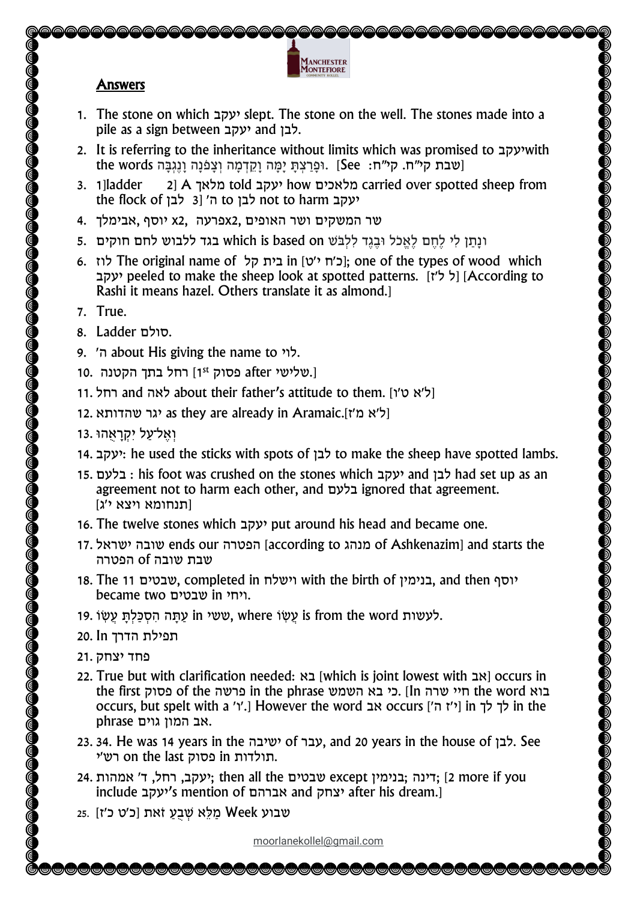## Answers

1. The stone on which יעקב slept. The stone on the well. The stones made into a pile as a sign between יעקב and לבן.
2. It is referring to the inheritance without limits which was promised to יעקבwith the words וּפָרַצְתָּ יָמָּה וָקֵדְמָה וְצָפֹנָה וָנֶגְבָּה. [See :שבת קי"ח. קי"ח]
3. 1]ladder 2] A מלאך told יעקב how מלאכים carried over spotted sheep from the flock of לבן 3] ה' to לבן not to harm יעקב
4. שר המשקים ושר האופים ,2xפרעה ,2x יוסף ,אבימלך
5. בגד ללבוש לחם חוקים which is based on וְנָתַן לִי לֶחֶם לֶאֱכֹל וּבֶגֶד לִלְבֹּשׁ
6. לוז The original name of בית קל in [כ"ח י"ט]; one of the types of wood which יעקב peeled to make the sheep look at spotted patterns. [ל' ל"ז] [According to Rashi it means hazel. Others translate it as almond.]
7. True.
8. Ladder סולם.
9. ה' about His giving the name to לוי.
10. רחל בתך הקטנה [1st פסוק after שלישי.]
11. רחל and לאה about their father's attitude to them. [ל"א ט"ו]
12. יגר שהדותא as they are already in Aramaic.[ל"א מ"ז]
13. וְאֶל־עַל יְקָרְאֻהוּ
14. יעקב: he used the sticks with spots of לבן to make the sheep have spotted lambs.
15. בלעם : his foot was crushed on the stones which יעקב and לבן had set up as an agreement not to harm each other, and בלעם ignored that agreement. [תנחומא ויצא י"ג]
16. The twelve stones which יעקב put around his head and became one.
17. שובה ישראל ends our הפטרה [according to מנהג of Ashkenazim] and starts the הפטרה of שבת שובה
18. The 11 שבטים, completed in וישלח with the birth of בנימין, and then יוסף became two שבטים in ויחי.
19. עַתָּה הִסְכַּלְתָּ עֲשׂוֹ in ששי, where עֲשׂוֹ is from the word לעשות.
20. In תפילת הדרך
21. פחד יצחק
22. True but with clarification needed: בא [which is joint lowest with אב] occurs in the first פסוק of the פרשה in the phrase כי בא השמש. [In חיי שרה the word בוא occurs, but spelt with a 'ו'.] However the word אב occurs ['י"ז ה] in לך לך in the phrase אב המון גוים.
23. 34. He was 14 years in the ישיבה of עבר, and 20 years in the house of לבן. See רש"י on the last פסוק in תולדות.
24. יעקב, רחל, ד' אמהות; then all the שבטים except בנימין; דינה; [2 more if you include יעקב's mention of אברהם and יצחק after his dream.]
25. שבוע Week מַלֵּא שְׁבֻעַ זֹאת [כ"ט כ"ז]

moorlanekollel@gmail.com